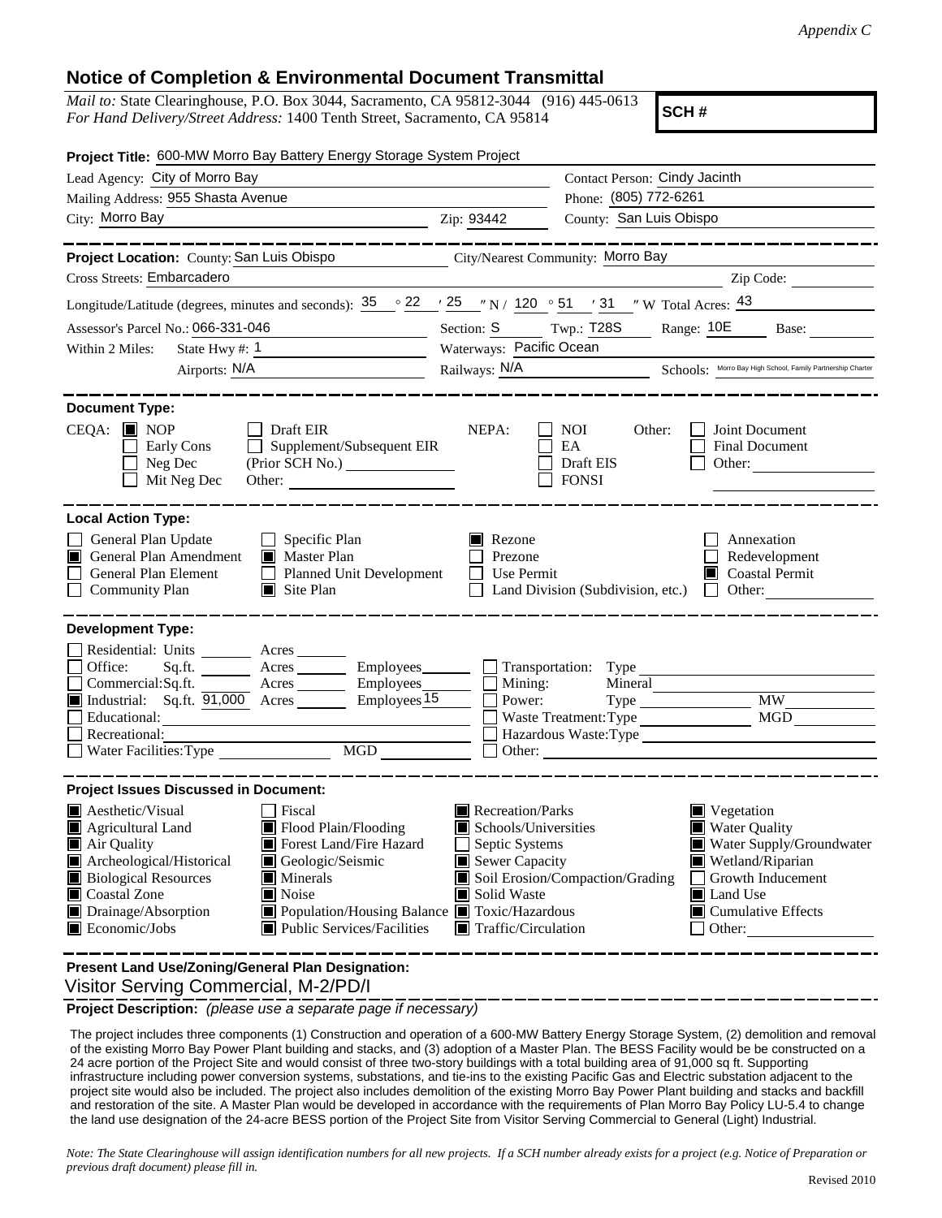*Appendix C*

# Notice of Completion & Environmental Document Transmittal

*Mail to:* State Clearinghouse, P.O. Box 3044, Sacramento, CA 95812-3044 (916) 445-0613
*For Hand Delivery/Street Address:* 1400 Tenth Street, Sacramento, CA 95814

**SCH #**

**Project Title:** 600-MW Morro Bay Battery Energy Storage System Project

Lead Agency: City of Morro Bay
Contact Person: Cindy Jacinth
Mailing Address: 955 Shasta Avenue
Phone: (805) 772-6261
City: Morro Bay
Zip: 93442
County: San Luis Obispo

---

**Project Location:** County: San Luis Obispo
City/Nearest Community: Morro Bay
Cross Streets: Embarcadero
Zip Code:
Longitude/Latitude (degrees, minutes and seconds): 35 ° 22 ′ 25 ″ N / 120 ° 51 ′ 31 ″ W Total Acres: 43
Assessor's Parcel No.: 066-331-046
Section: S Twp.: T28S Range: 10E Base:
Within 2 Miles: State Hwy #: 1
Waterways: Pacific Ocean
Airports: N/A
Railways: N/A
Schools: Morro Bay High School, Family Partnership Charter

---

**Document Type:**

CEQA:
- [x] NOP
- [ ] Early Cons
- [ ] Neg Dec
- [ ] Mit Neg Dec
- [ ] Draft EIR
- [ ] Supplement/Subsequent EIR (Prior SCH No.)
- Other:

NEPA:
- [ ] NOI
- [ ] EA
- [ ] Draft EIS
- [ ] FONSI

Other:
- [ ] Joint Document
- [ ] Final Document
- [ ] Other:

---

**Local Action Type:**

- [ ] General Plan Update
- [x] General Plan Amendment
- [ ] General Plan Element
- [ ] Community Plan
- [ ] Specific Plan
- [x] Master Plan
- [ ] Planned Unit Development
- [x] Site Plan
- [x] Rezone
- [ ] Prezone
- [ ] Use Permit
- [ ] Land Division (Subdivision, etc.)
- [ ] Annexation
- [ ] Redevelopment
- [x] Coastal Permit
- [ ] Other:

---

**Development Type:**

- [ ] Residential: Units Acres
- [ ] Office: Sq.ft. Acres Employees
- [ ] Commercial: Sq.ft. Acres Employees
- [x] Industrial: Sq.ft. 91,000 Acres Employees 15
- [ ] Educational:
- [ ] Recreational:
- [ ] Water Facilities: Type MGD
- [ ] Transportation: Type
- [ ] Mining: Mineral
- [ ] Power: Type MW
- [ ] Waste Treatment: Type MGD
- [ ] Hazardous Waste: Type
- [ ] Other:

---

**Project Issues Discussed in Document:**

- [x] Aesthetic/Visual
- [x] Agricultural Land
- [x] Air Quality
- [x] Archeological/Historical
- [x] Biological Resources
- [x] Coastal Zone
- [x] Drainage/Absorption
- [x] Economic/Jobs
- [ ] Fiscal
- [x] Flood Plain/Flooding
- [x] Forest Land/Fire Hazard
- [x] Geologic/Seismic
- [x] Minerals
- [x] Noise
- [x] Population/Housing Balance
- [x] Public Services/Facilities
- [x] Recreation/Parks
- [x] Schools/Universities
- [ ] Septic Systems
- [x] Sewer Capacity
- [x] Soil Erosion/Compaction/Grading
- [x] Solid Waste
- [x] Toxic/Hazardous
- [x] Traffic/Circulation
- [x] Vegetation
- [x] Water Quality
- [x] Water Supply/Groundwater
- [x] Wetland/Riparian
- [ ] Growth Inducement
- [x] Land Use
- [x] Cumulative Effects
- [ ] Other:

---

**Present Land Use/Zoning/General Plan Designation:**

Visitor Serving Commercial, M-2/PD/I

---

**Project Description:** *(please use a separate page if necessary)*

The project includes three components (1) Construction and operation of a 600-MW Battery Energy Storage System, (2) demolition and removal of the existing Morro Bay Power Plant building and stacks, and (3) adoption of a Master Plan. The BESS Facility would be constructed on a 24 acre portion of the Project Site and would consist of three two-story buildings with a total building area of 91,000 sq ft. Supporting infrastructure including power conversion systems, substations, and tie-ins to the existing Pacific Gas and Electric substation adjacent to the project site would also be included. The project also includes demolition of the existing Morro Bay Power Plant building and stacks and backfill and restoration of the site. A Master Plan would be developed in accordance with the requirements of Plan Morro Bay Policy LU-5.4 to change the land use designation of the 24-acre BESS portion of the Project Site from Visitor Serving Commercial to General (Light) Industrial.

*Note: The State Clearinghouse will assign identification numbers for all new projects. If a SCH number already exists for a project (e.g. Notice of Preparation or previous draft document) please fill in.*

Revised 2010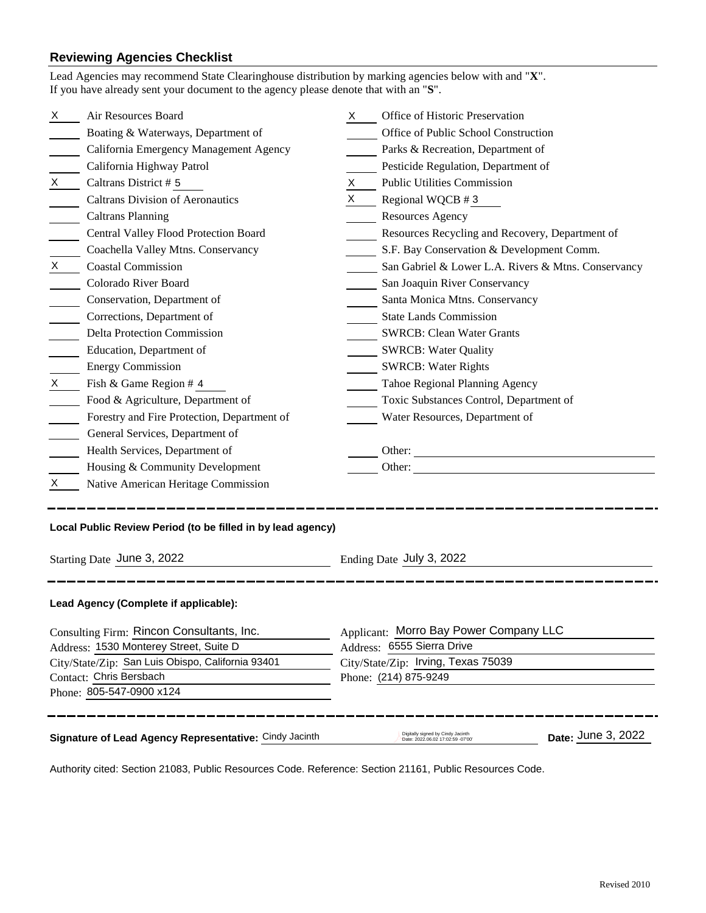## Reviewing Agencies Checklist

Lead Agencies may recommend State Clearinghouse distribution by marking agencies below with and "**X**".
If you have already sent your document to the agency please denote that with an "**S**".

| | | | |
|---|---|---|---|
| X | Air Resources Board | X | Office of Historic Preservation |
| | Boating & Waterways, Department of | | Office of Public School Construction |
| | California Emergency Management Agency | | Parks & Recreation, Department of |
| | California Highway Patrol | | Pesticide Regulation, Department of |
| X | Caltrans District # 5 | X | Public Utilities Commission |
| | Caltrans Division of Aeronautics | X | Regional WQCB # 3 |
| | Caltrans Planning | | Resources Agency |
| | Central Valley Flood Protection Board | | Resources Recycling and Recovery, Department of |
| | Coachella Valley Mtns. Conservancy | | S.F. Bay Conservation & Development Comm. |
| X | Coastal Commission | | San Gabriel & Lower L.A. Rivers & Mtns. Conservancy |
| | Colorado River Board | | San Joaquin River Conservancy |
| | Conservation, Department of | | Santa Monica Mtns. Conservancy |
| | Corrections, Department of | | State Lands Commission |
| | Delta Protection Commission | | SWRCB: Clean Water Grants |
| | Education, Department of | | SWRCB: Water Quality |
| | Energy Commission | | SWRCB: Water Rights |
| X | Fish & Game Region # 4 | | Tahoe Regional Planning Agency |
| | Food & Agriculture, Department of | | Toxic Substances Control, Department of |
| | Forestry and Fire Protection, Department of | | Water Resources, Department of |
| | General Services, Department of | | |
| | Health Services, Department of | | Other: |
| | Housing & Community Development | | Other: |
| X | Native American Heritage Commission | | |

---

**Local Public Review Period (to be filled in by lead agency)**

Starting Date June 3, 2022

Ending Date July 3, 2022

---

**Lead Agency (Complete if applicable):**

Consulting Firm: Rincon Consultants, Inc.
Address: 1530 Monterey Street, Suite D
City/State/Zip: San Luis Obispo, California 93401
Contact: Chris Bersbach
Phone: 805-547-0900 x124

Applicant: Morro Bay Power Company LLC
Address: 6555 Sierra Drive
City/State/Zip: Irving, Texas 75039
Phone: (214) 875-9249

---

**Signature of Lead Agency Representative:** Cindy Jacinth Digitally signed by Cindy Jacinth Date: 2022.06.02 17:02:59 -07'00'

**Date:** June 3, 2022

Authority cited: Section 21083, Public Resources Code. Reference: Section 21161, Public Resources Code.

Revised 2010